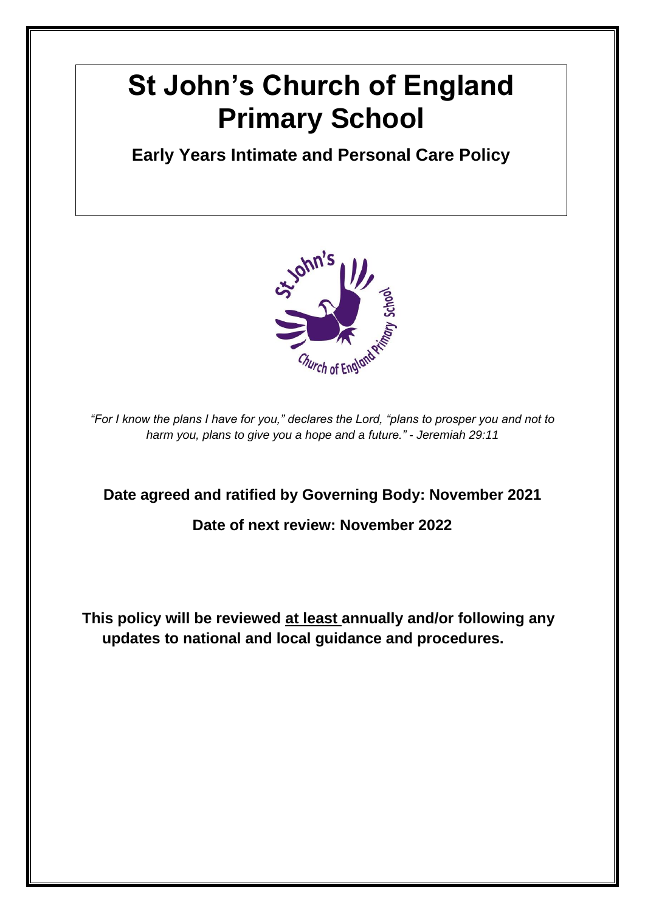# St John's Church of England Primary School

## Early Years Intimate and Personal Care Policy

*"For I know the plans I have for you," declares the Lord, "plans to prosper you and not to harm you, plans to give you a hope and a future." - Jeremiah 29:11*

**Date agreed and ratified by Governing Body: November 2021**

**Date of next review: November 2022**

**This policy will be reviewed at least annually and/or following any updates to national and local guidance and procedures.**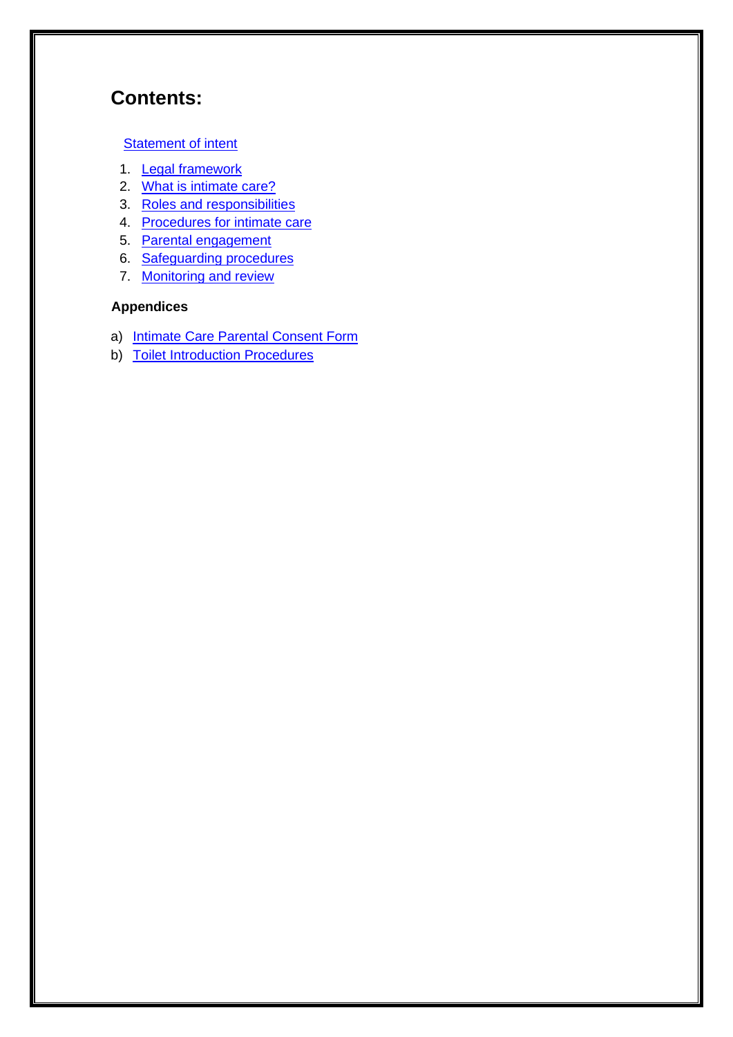# Contents:

Statement of intent

1. Legal framework
2. What is intimate care?
3. Roles and responsibilities
4. Procedures for intimate care
5. Parental engagement
6. Safeguarding procedures
7. Monitoring and review

**Appendices**

a) Intimate Care Parental Consent Form
b) Toilet Introduction Procedures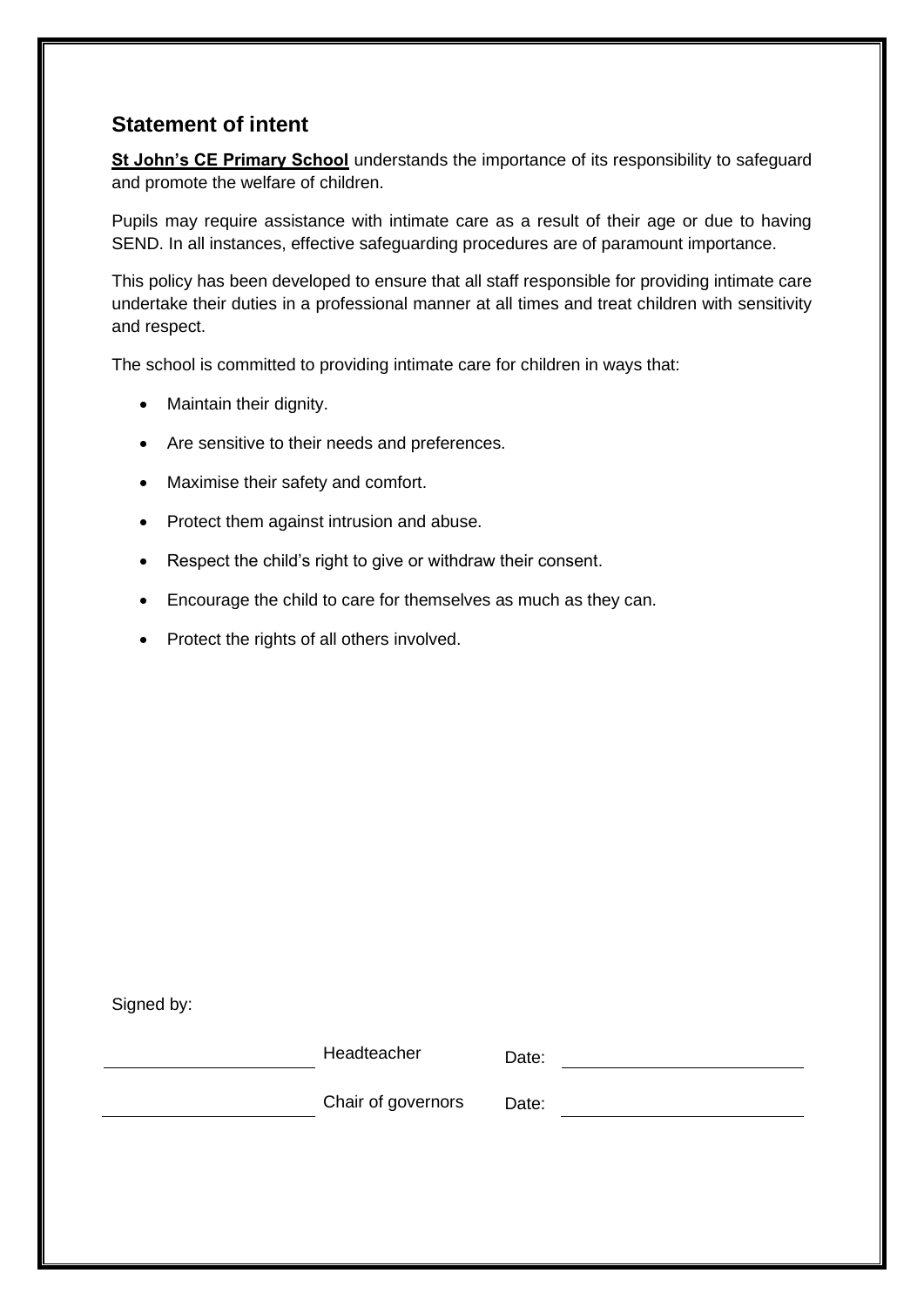## Statement of intent

**St John's CE Primary School** understands the importance of its responsibility to safeguard and promote the welfare of children.

Pupils may require assistance with intimate care as a result of their age or due to having SEND. In all instances, effective safeguarding procedures are of paramount importance.

This policy has been developed to ensure that all staff responsible for providing intimate care undertake their duties in a professional manner at all times and treat children with sensitivity and respect.

The school is committed to providing intimate care for children in ways that:

- Maintain their dignity.
- Are sensitive to their needs and preferences.
- Maximise their safety and comfort.
- Protect them against intrusion and abuse.
- Respect the child's right to give or withdraw their consent.
- Encourage the child to care for themselves as much as they can.
- Protect the rights of all others involved.

Signed by:

| | | | |
|---|---|---|---|
| ______________________ | Headteacher | Date: | ______________________ |
| ______________________ | Chair of governors | Date: | ______________________ |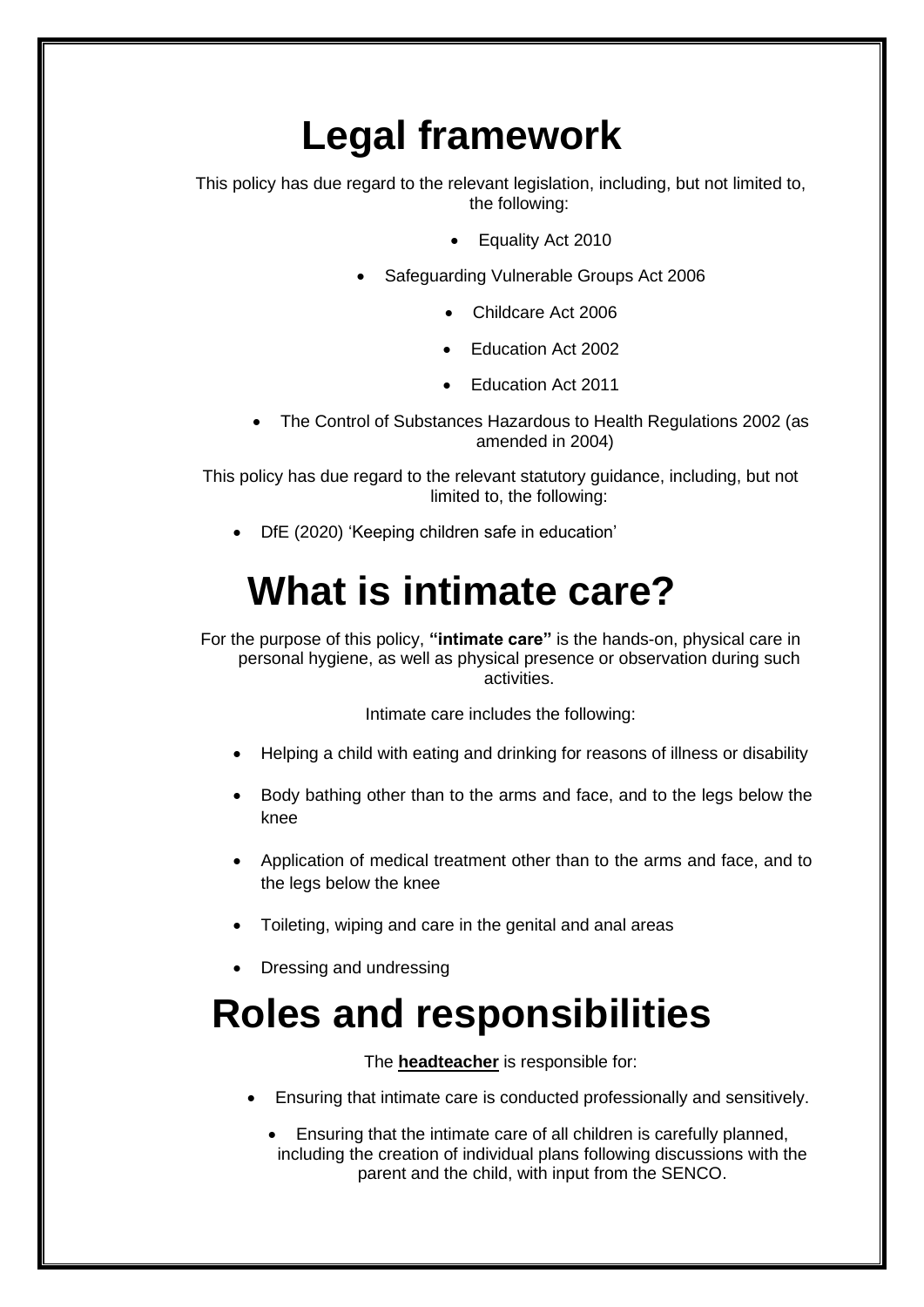# Legal framework

This policy has due regard to the relevant legislation, including, but not limited to, the following:

- Equality Act 2010
- Safeguarding Vulnerable Groups Act 2006
- Childcare Act 2006
- Education Act 2002
- Education Act 2011
- The Control of Substances Hazardous to Health Regulations 2002 (as amended in 2004)

This policy has due regard to the relevant statutory guidance, including, but not limited to, the following:

- DfE (2020) 'Keeping children safe in education'

# What is intimate care?

For the purpose of this policy, **"intimate care"** is the hands-on, physical care in personal hygiene, as well as physical presence or observation during such activities.

Intimate care includes the following:

- Helping a child with eating and drinking for reasons of illness or disability
- Body bathing other than to the arms and face, and to the legs below the knee
- Application of medical treatment other than to the arms and face, and to the legs below the knee
- Toileting, wiping and care in the genital and anal areas
- Dressing and undressing

# Roles and responsibilities

The **headteacher** is responsible for:

- Ensuring that intimate care is conducted professionally and sensitively.
- Ensuring that the intimate care of all children is carefully planned, including the creation of individual plans following discussions with the parent and the child, with input from the SENCO.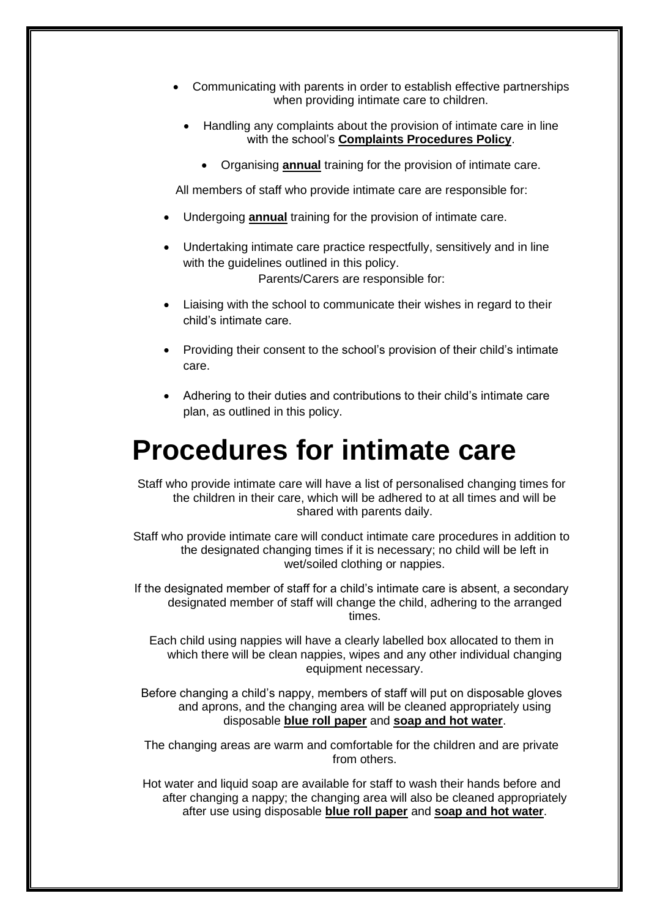- Communicating with parents in order to establish effective partnerships when providing intimate care to children.
- Handling any complaints about the provision of intimate care in line with the school's **Complaints Procedures Policy**.
- Organising **annual** training for the provision of intimate care.

All members of staff who provide intimate care are responsible for:

- Undergoing **annual** training for the provision of intimate care.
- Undertaking intimate care practice respectfully, sensitively and in line with the guidelines outlined in this policy.

Parents/Carers are responsible for:

- Liaising with the school to communicate their wishes in regard to their child's intimate care.
- Providing their consent to the school's provision of their child's intimate care.
- Adhering to their duties and contributions to their child's intimate care plan, as outlined in this policy.

# Procedures for intimate care

Staff who provide intimate care will have a list of personalised changing times for the children in their care, which will be adhered to at all times and will be shared with parents daily.

Staff who provide intimate care will conduct intimate care procedures in addition to the designated changing times if it is necessary; no child will be left in wet/soiled clothing or nappies.

If the designated member of staff for a child's intimate care is absent, a secondary designated member of staff will change the child, adhering to the arranged times.

Each child using nappies will have a clearly labelled box allocated to them in which there will be clean nappies, wipes and any other individual changing equipment necessary.

Before changing a child's nappy, members of staff will put on disposable gloves and aprons, and the changing area will be cleaned appropriately using disposable **blue roll paper** and **soap and hot water**.

The changing areas are warm and comfortable for the children and are private from others.

Hot water and liquid soap are available for staff to wash their hands before and after changing a nappy; the changing area will also be cleaned appropriately after use using disposable **blue roll paper** and **soap and hot water**.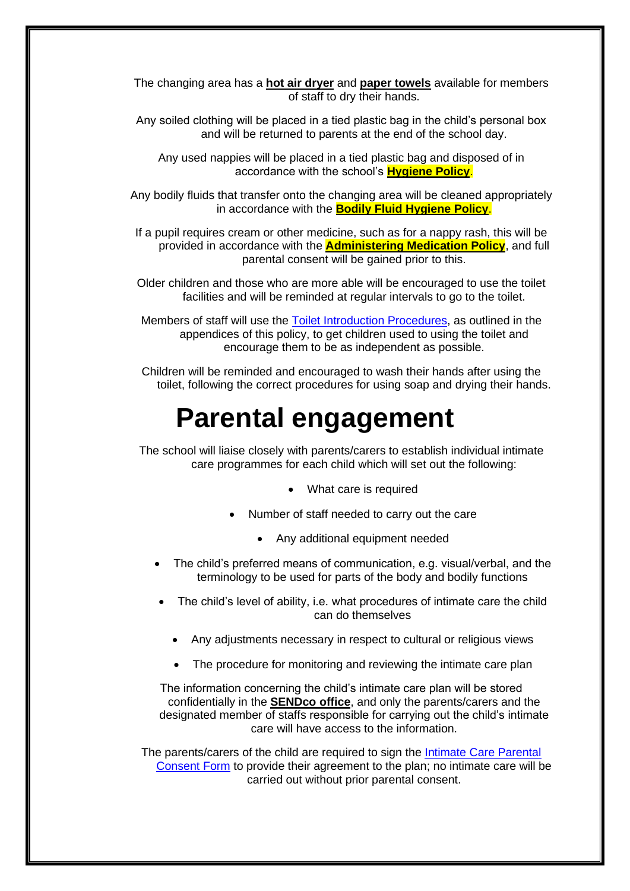The changing area has a **hot air dryer** and **paper towels** available for members of staff to dry their hands.

Any soiled clothing will be placed in a tied plastic bag in the child's personal box and will be returned to parents at the end of the school day.

Any used nappies will be placed in a tied plastic bag and disposed of in accordance with the school's **Hygiene Policy**.

Any bodily fluids that transfer onto the changing area will be cleaned appropriately in accordance with the **Bodily Fluid Hygiene Policy**.

If a pupil requires cream or other medicine, such as for a nappy rash, this will be provided in accordance with the **Administering Medication Policy**, and full parental consent will be gained prior to this.

Older children and those who are more able will be encouraged to use the toilet facilities and will be reminded at regular intervals to go to the toilet.

Members of staff will use the Toilet Introduction Procedures, as outlined in the appendices of this policy, to get children used to using the toilet and encourage them to be as independent as possible.

Children will be reminded and encouraged to wash their hands after using the toilet, following the correct procedures for using soap and drying their hands.

# Parental engagement

The school will liaise closely with parents/carers to establish individual intimate care programmes for each child which will set out the following:

- What care is required
- Number of staff needed to carry out the care
- Any additional equipment needed
- The child's preferred means of communication, e.g. visual/verbal, and the terminology to be used for parts of the body and bodily functions
- The child's level of ability, i.e. what procedures of intimate care the child can do themselves
- Any adjustments necessary in respect to cultural or religious views
- The procedure for monitoring and reviewing the intimate care plan

The information concerning the child's intimate care plan will be stored confidentially in the **SENDco office**, and only the parents/carers and the designated member of staffs responsible for carrying out the child's intimate care will have access to the information.

The parents/carers of the child are required to sign the Intimate Care Parental Consent Form to provide their agreement to the plan; no intimate care will be carried out without prior parental consent.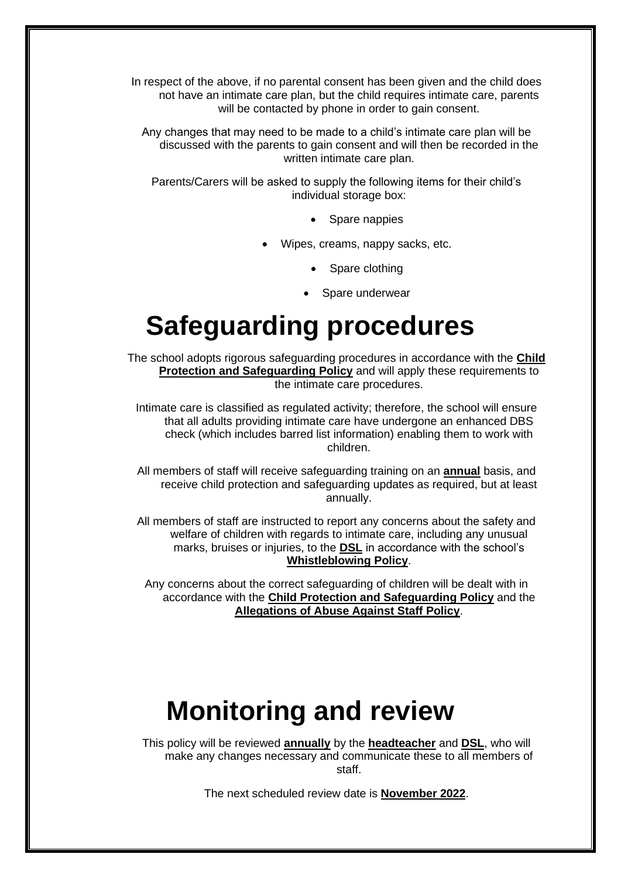In respect of the above, if no parental consent has been given and the child does not have an intimate care plan, but the child requires intimate care, parents will be contacted by phone in order to gain consent.

Any changes that may need to be made to a child's intimate care plan will be discussed with the parents to gain consent and will then be recorded in the written intimate care plan.

Parents/Carers will be asked to supply the following items for their child's individual storage box:

- Spare nappies
- Wipes, creams, nappy sacks, etc.
- Spare clothing
- Spare underwear

# Safeguarding procedures

The school adopts rigorous safeguarding procedures in accordance with the **Child Protection and Safeguarding Policy** and will apply these requirements to the intimate care procedures.

Intimate care is classified as regulated activity; therefore, the school will ensure that all adults providing intimate care have undergone an enhanced DBS check (which includes barred list information) enabling them to work with children.

All members of staff will receive safeguarding training on an **annual** basis, and receive child protection and safeguarding updates as required, but at least annually.

All members of staff are instructed to report any concerns about the safety and welfare of children with regards to intimate care, including any unusual marks, bruises or injuries, to the **DSL** in accordance with the school's **Whistleblowing Policy**.

Any concerns about the correct safeguarding of children will be dealt with in accordance with the **Child Protection and Safeguarding Policy** and the **Allegations of Abuse Against Staff Policy**.

# Monitoring and review

This policy will be reviewed **annually** by the **headteacher** and **DSL**, who will make any changes necessary and communicate these to all members of staff.

The next scheduled review date is **November 2022**.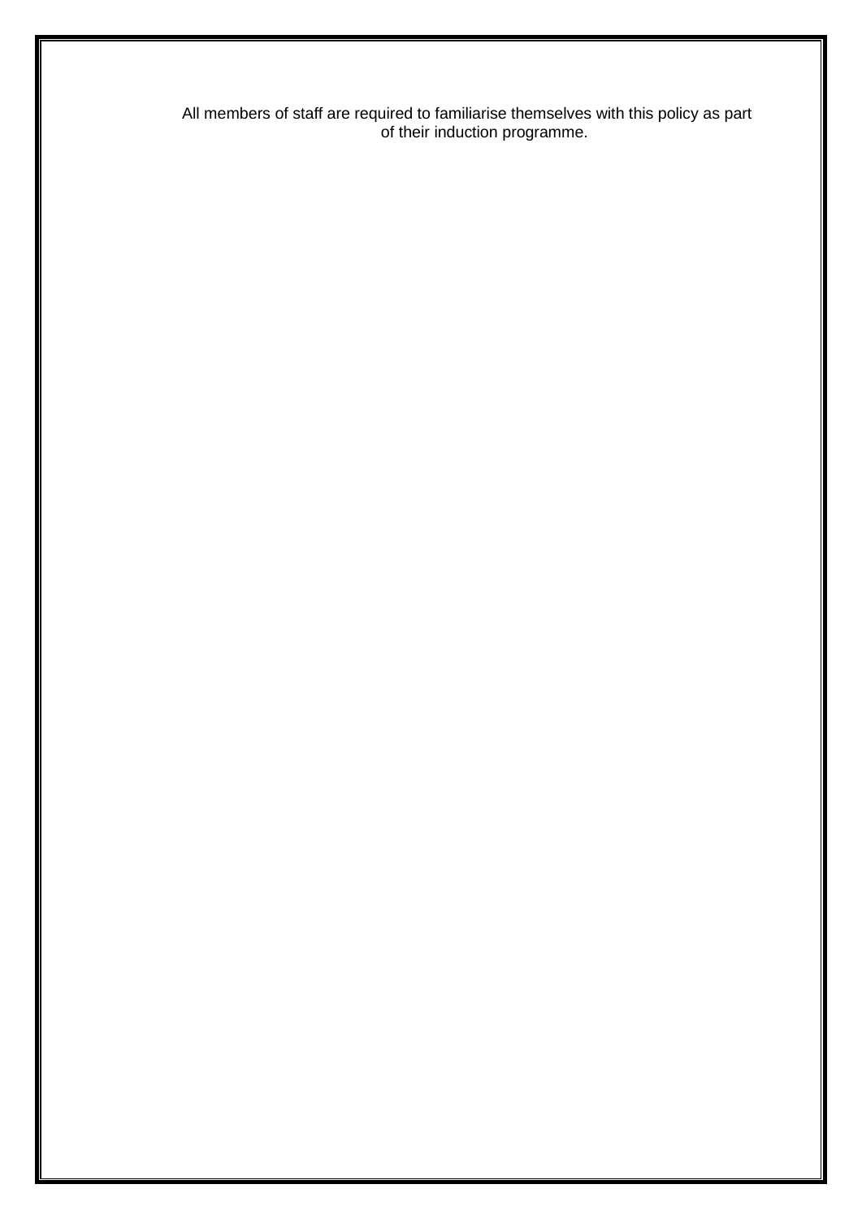All members of staff are required to familiarise themselves with this policy as part of their induction programme.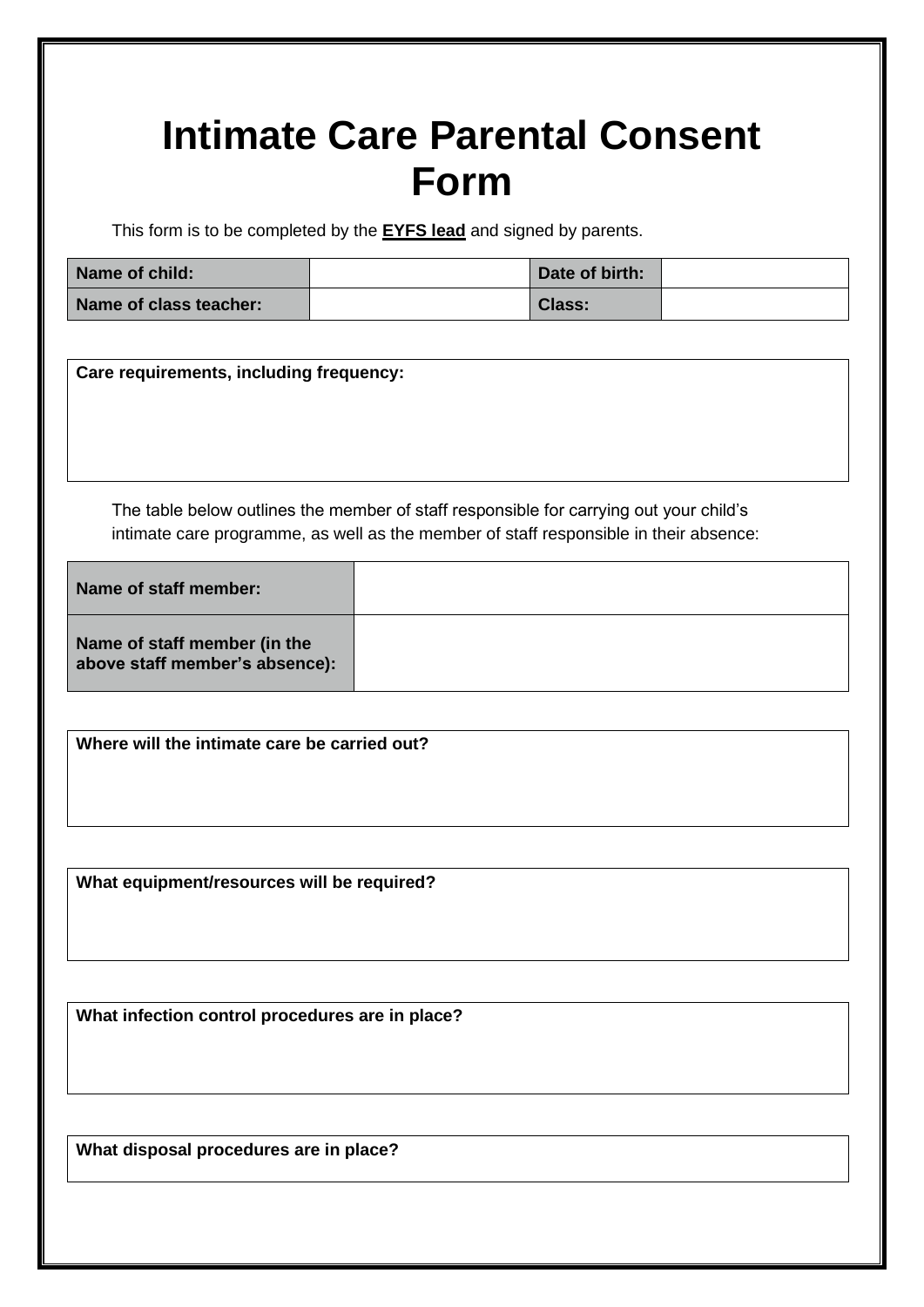# Intimate Care Parental Consent Form

This form is to be completed by the **EYFS lead** and signed by parents.

| Name of child: | | Date of birth: | |
|---|---|---|---|
| Name of class teacher: | | Class: | |

| Care requirements, including frequency: |
|---|
| |

The table below outlines the member of staff responsible for carrying out your child's intimate care programme, as well as the member of staff responsible in their absence:

| Name of staff member: | |
|---|---|
| Name of staff member (in the above staff member's absence): | |

| Where will the intimate care be carried out? |
|---|
| |

| What equipment/resources will be required? |
|---|
| |

| What infection control procedures are in place? |
|---|
| |

| What disposal procedures are in place? |
|---|
| |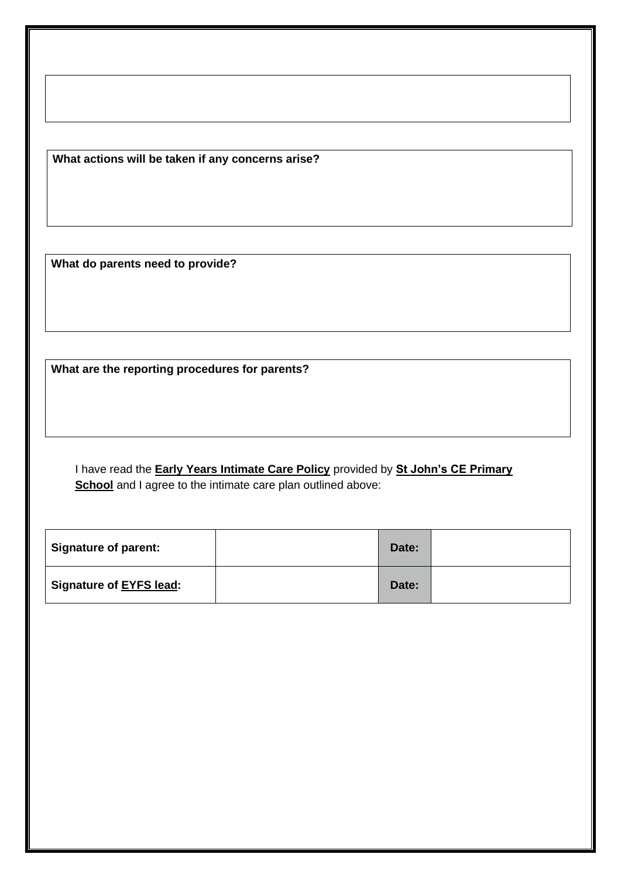**What actions will be taken if any concerns arise?**

**What do parents need to provide?**

**What are the reporting procedures for parents?**

I have read the **Early Years Intimate Care Policy** provided by **St John's CE Primary School** and I agree to the intimate care plan outlined above:

| **Signature of parent:** | | **Date:** | |
|---|---|---|---|
| **Signature of EYFS lead:** | | **Date:** | |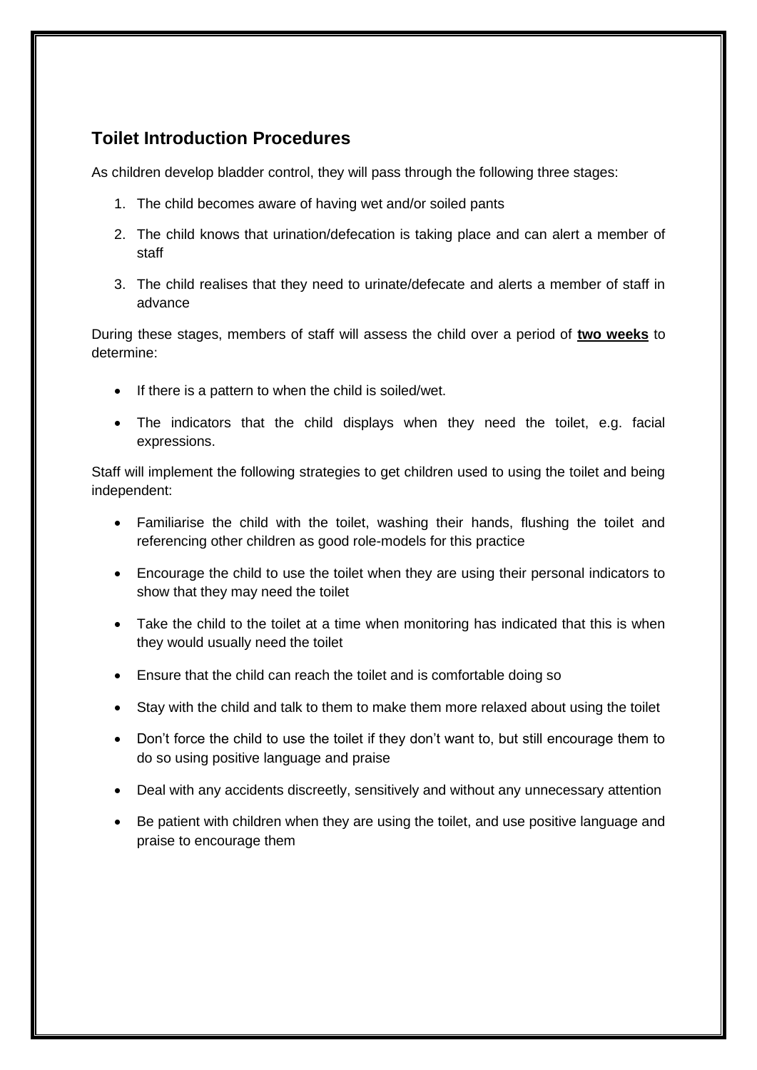## Toilet Introduction Procedures

As children develop bladder control, they will pass through the following three stages:

1. The child becomes aware of having wet and/or soiled pants
2. The child knows that urination/defecation is taking place and can alert a member of staff
3. The child realises that they need to urinate/defecate and alerts a member of staff in advance

During these stages, members of staff will assess the child over a period of **two weeks** to determine:

- If there is a pattern to when the child is soiled/wet.
- The indicators that the child displays when they need the toilet, e.g. facial expressions.

Staff will implement the following strategies to get children used to using the toilet and being independent:

- Familiarise the child with the toilet, washing their hands, flushing the toilet and referencing other children as good role-models for this practice
- Encourage the child to use the toilet when they are using their personal indicators to show that they may need the toilet
- Take the child to the toilet at a time when monitoring has indicated that this is when they would usually need the toilet
- Ensure that the child can reach the toilet and is comfortable doing so
- Stay with the child and talk to them to make them more relaxed about using the toilet
- Don't force the child to use the toilet if they don't want to, but still encourage them to do so using positive language and praise
- Deal with any accidents discreetly, sensitively and without any unnecessary attention
- Be patient with children when they are using the toilet, and use positive language and praise to encourage them